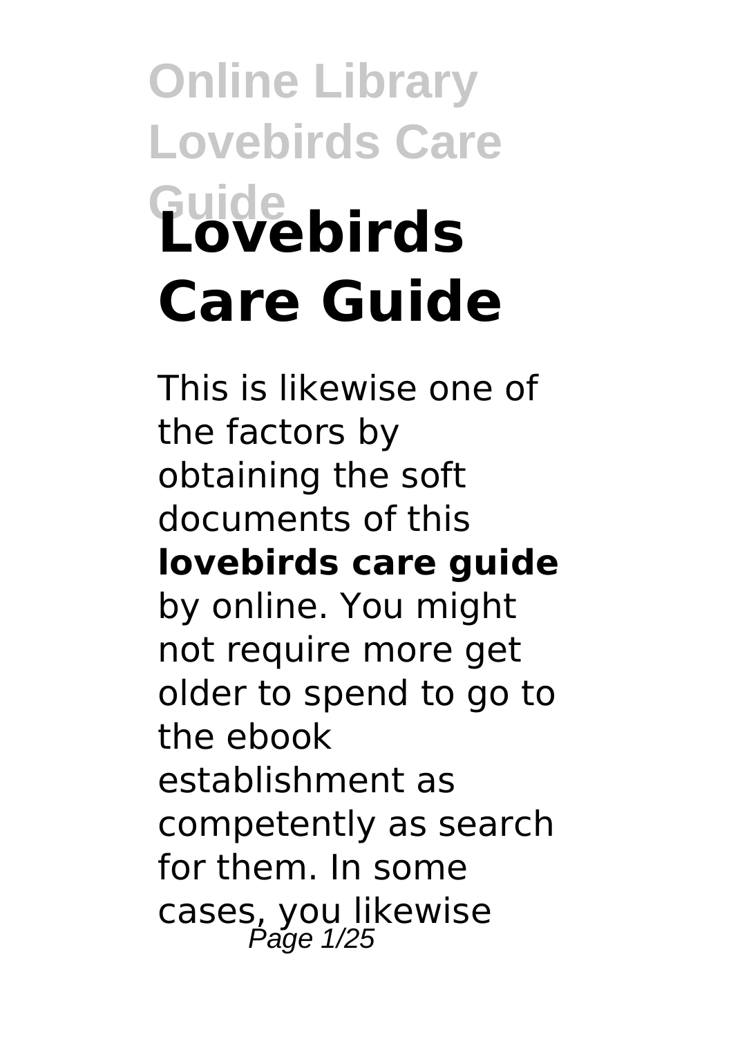# Lovebirds Care Guide

This is likewise one of the factors by obtaining the soft documents of this **lovebirds care guide** by online. You might not require more get older to spend to go to the ebook establishment as competently as search for them. In some cases, you likewise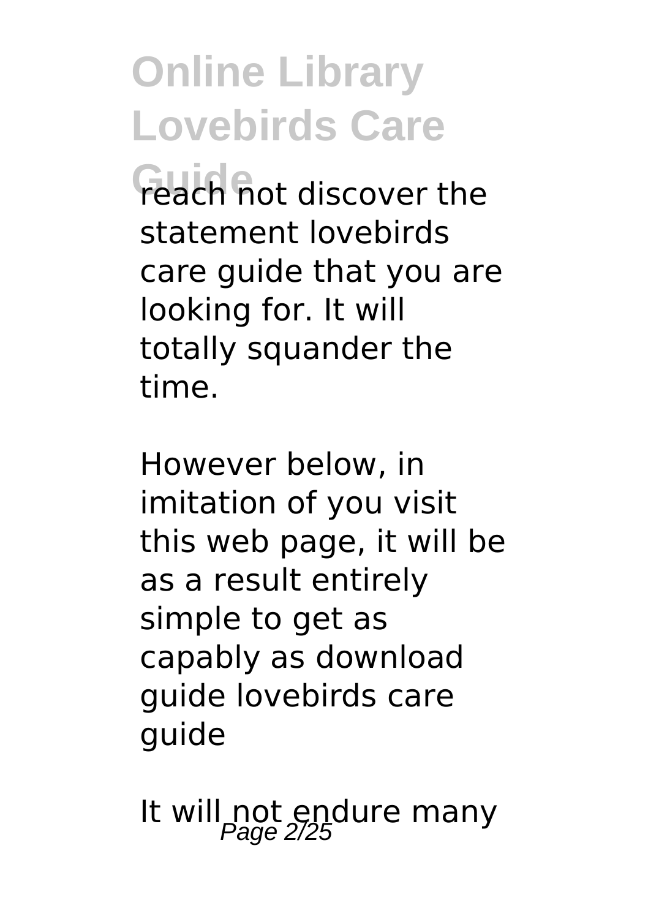reach not discover the statement lovebirds care guide that you are looking for. It will totally squander the time.

However below, in imitation of you visit this web page, it will be as a result entirely simple to get as capably as download guide lovebirds care guide

It will not endure many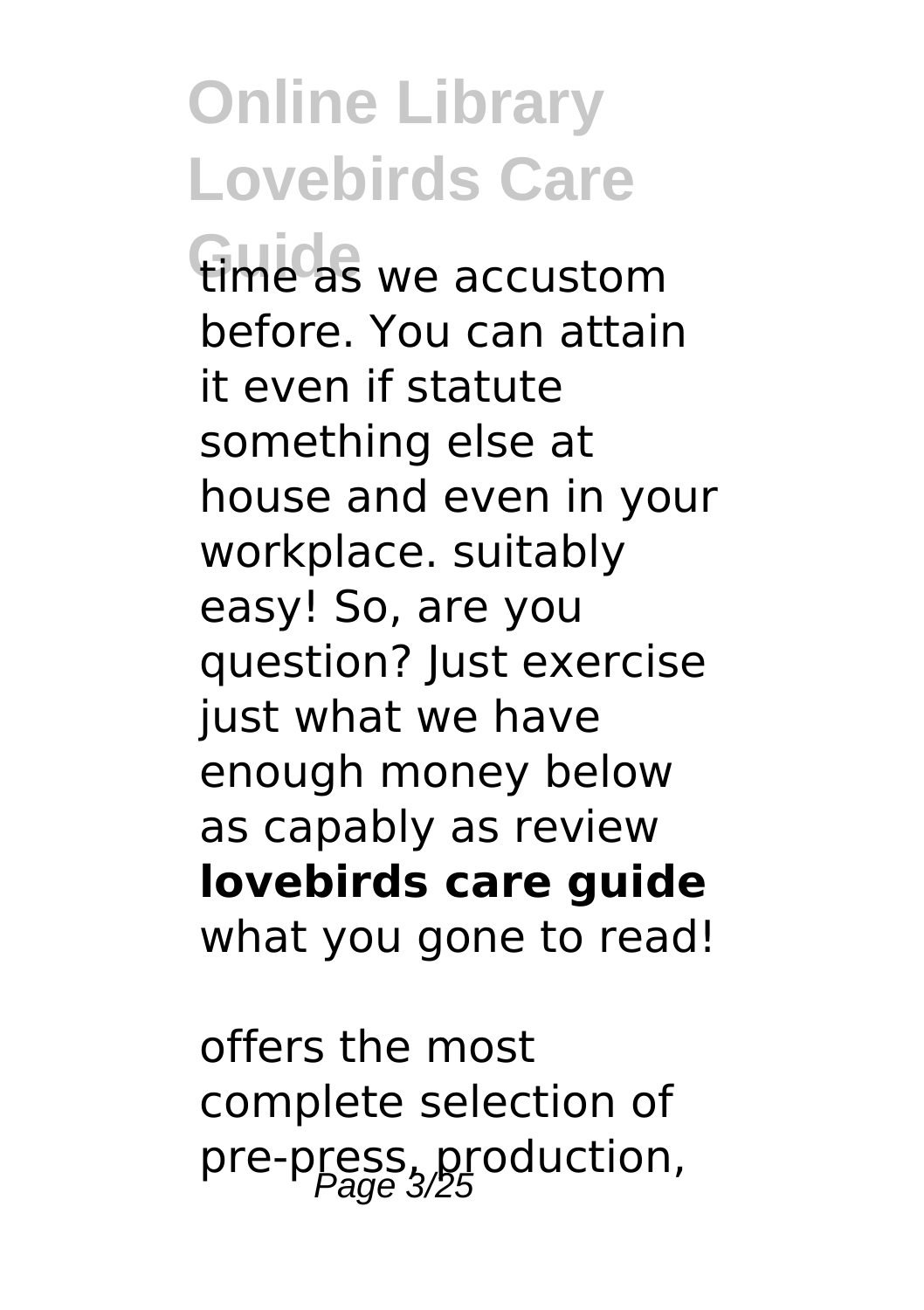time as we accustom before. You can attain it even if statute something else at house and even in your workplace. suitably easy! So, are you question? Just exercise just what we have enough money below as capably as review **lovebirds care guide** what you gone to read!

offers the most complete selection of pre-press, production,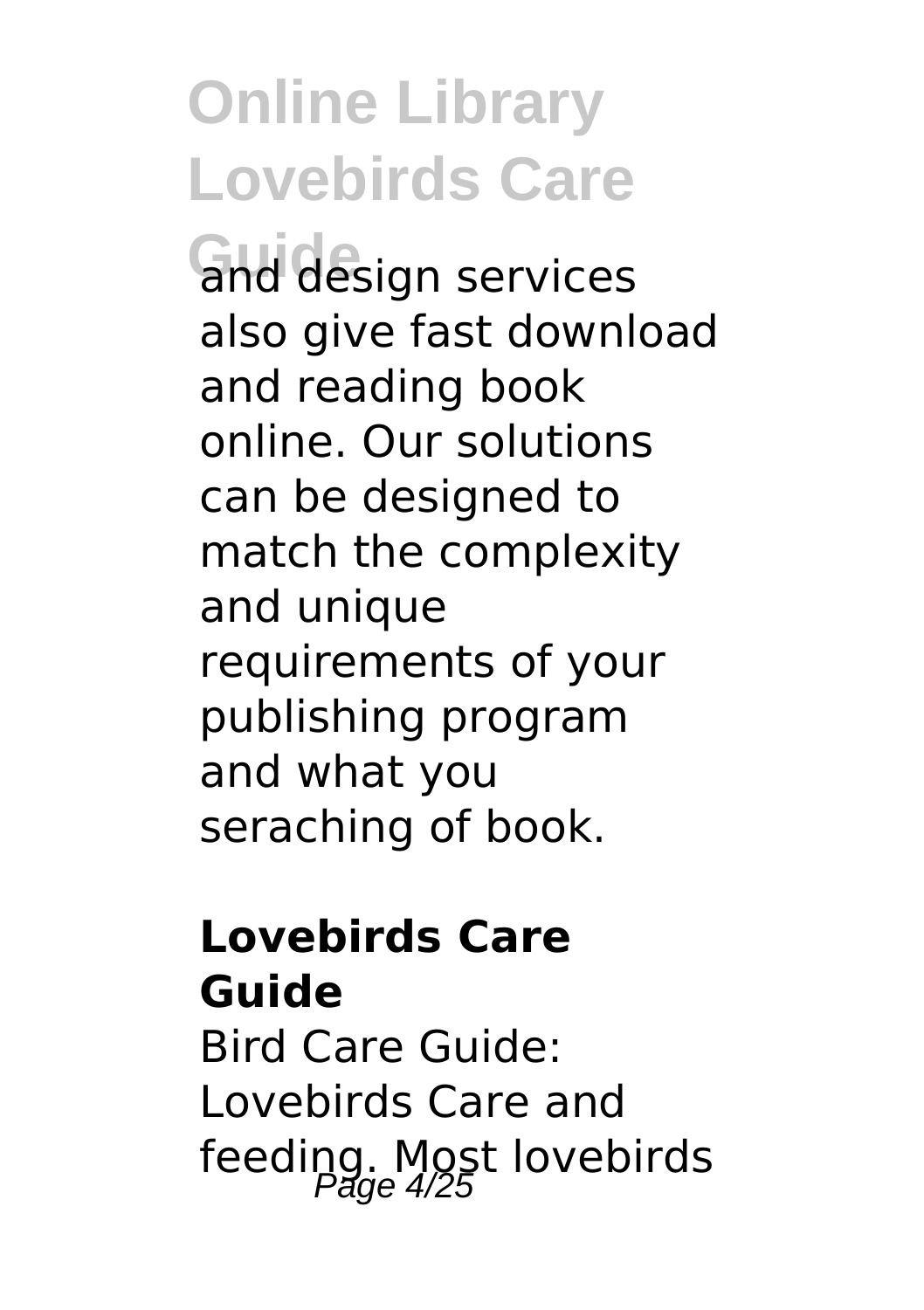and design services also give fast download and reading book online. Our solutions can be designed to match the complexity and unique requirements of your publishing program and what you seraching of book.

## Lovebirds Care Guide

Bird Care Guide: Lovebirds Care and feeding. Most lovebirds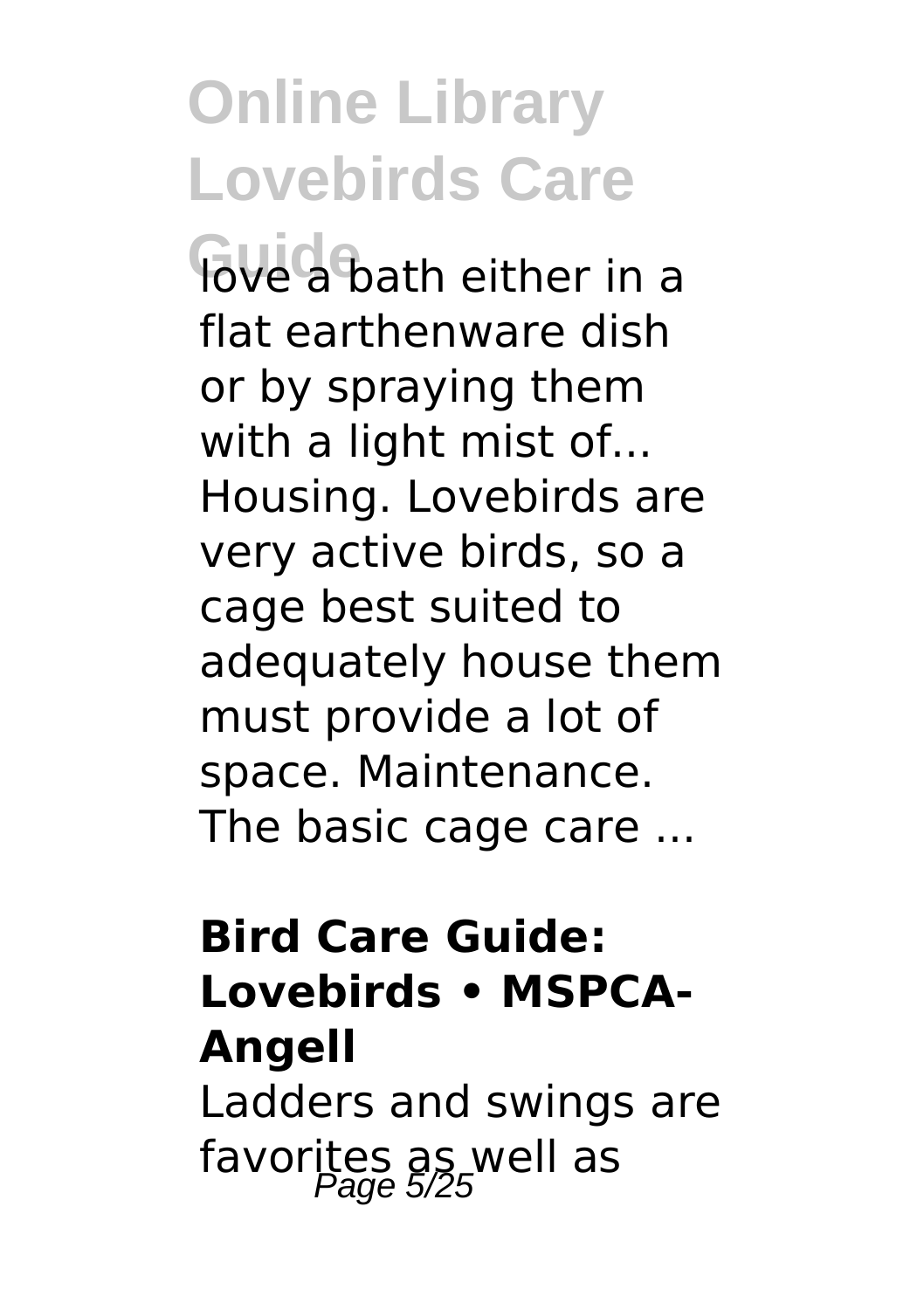love a bath either in a flat earthenware dish or by spraying them with a light mist of... Housing. Lovebirds are very active birds, so a cage best suited to adequately house them must provide a lot of space. Maintenance. The basic cage care ...

**Bird Care Guide: Lovebirds • MSPCA-Angell**

Ladders and swings are favorites as well as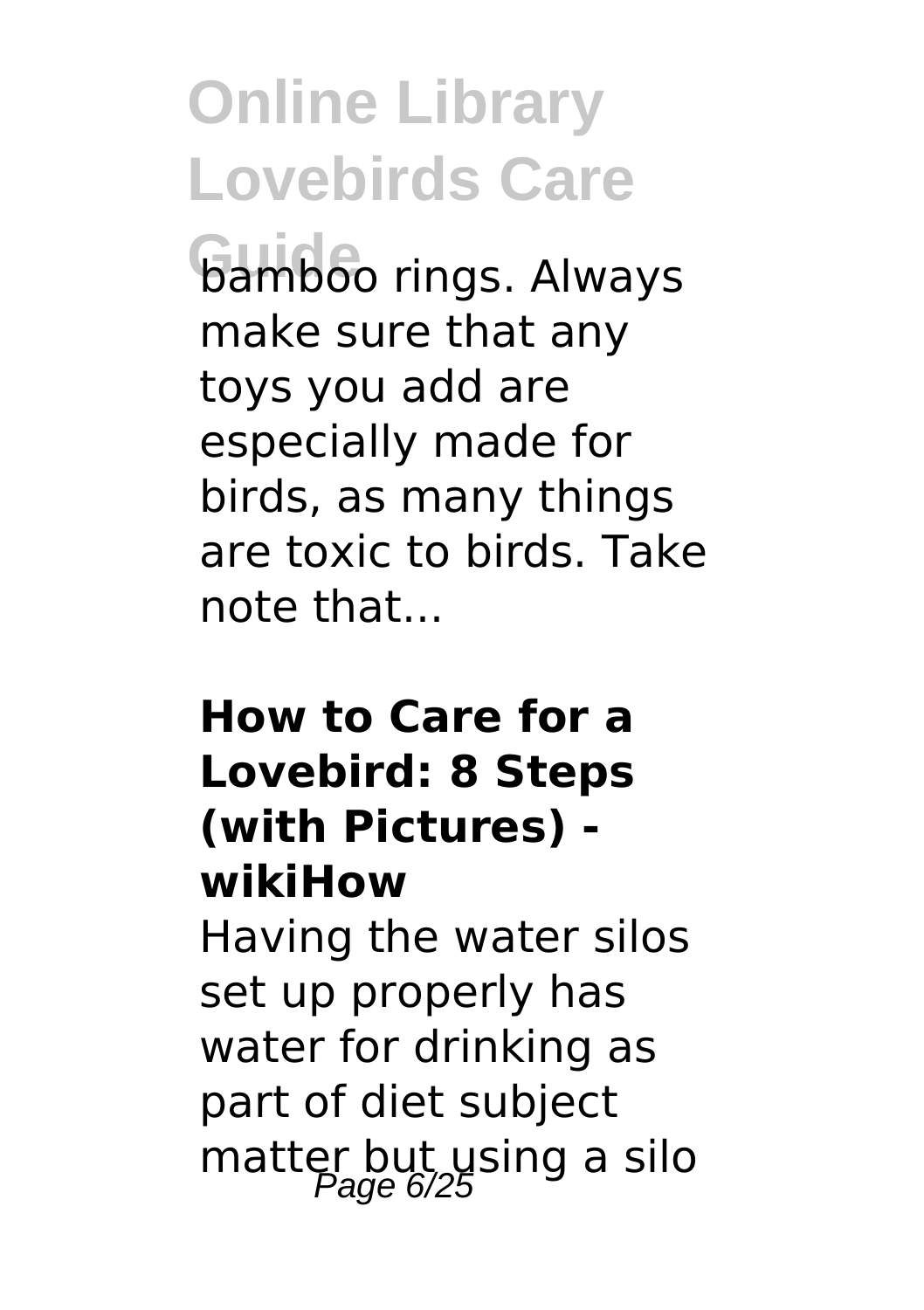bamboo rings. Always make sure that any toys you add are especially made for birds, as many things are toxic to birds. Take note that...

## How to Care for a Lovebird: 8 Steps (with Pictures) - wikiHow

Having the water silos set up properly has water for drinking as part of diet subject matter but using a silo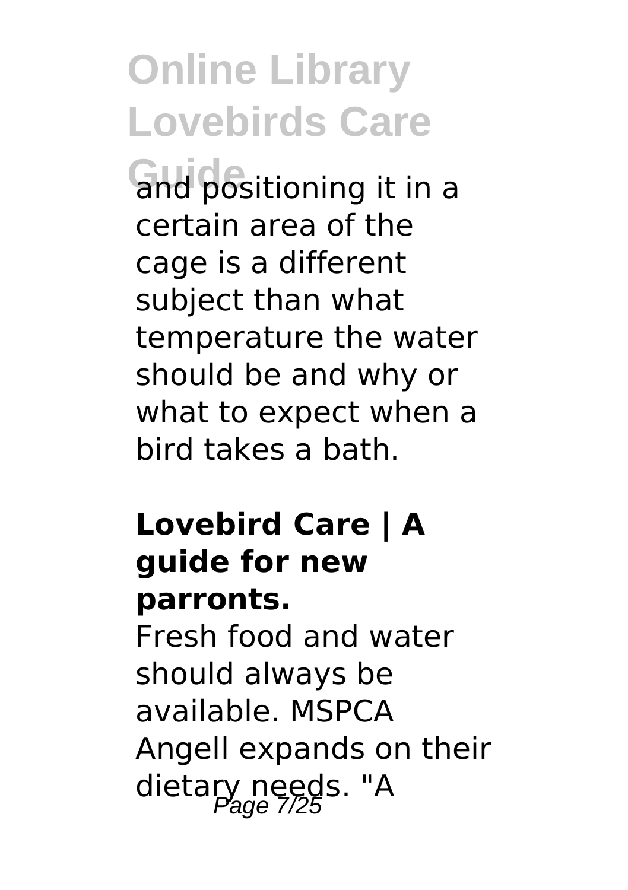and positioning it in a certain area of the cage is a different subject than what temperature the water should be and why or what to expect when a bird takes a bath.

**Lovebird Care | A guide for new parronts.**

Fresh food and water should always be available. MSPCA Angell expands on their dietary needs. "A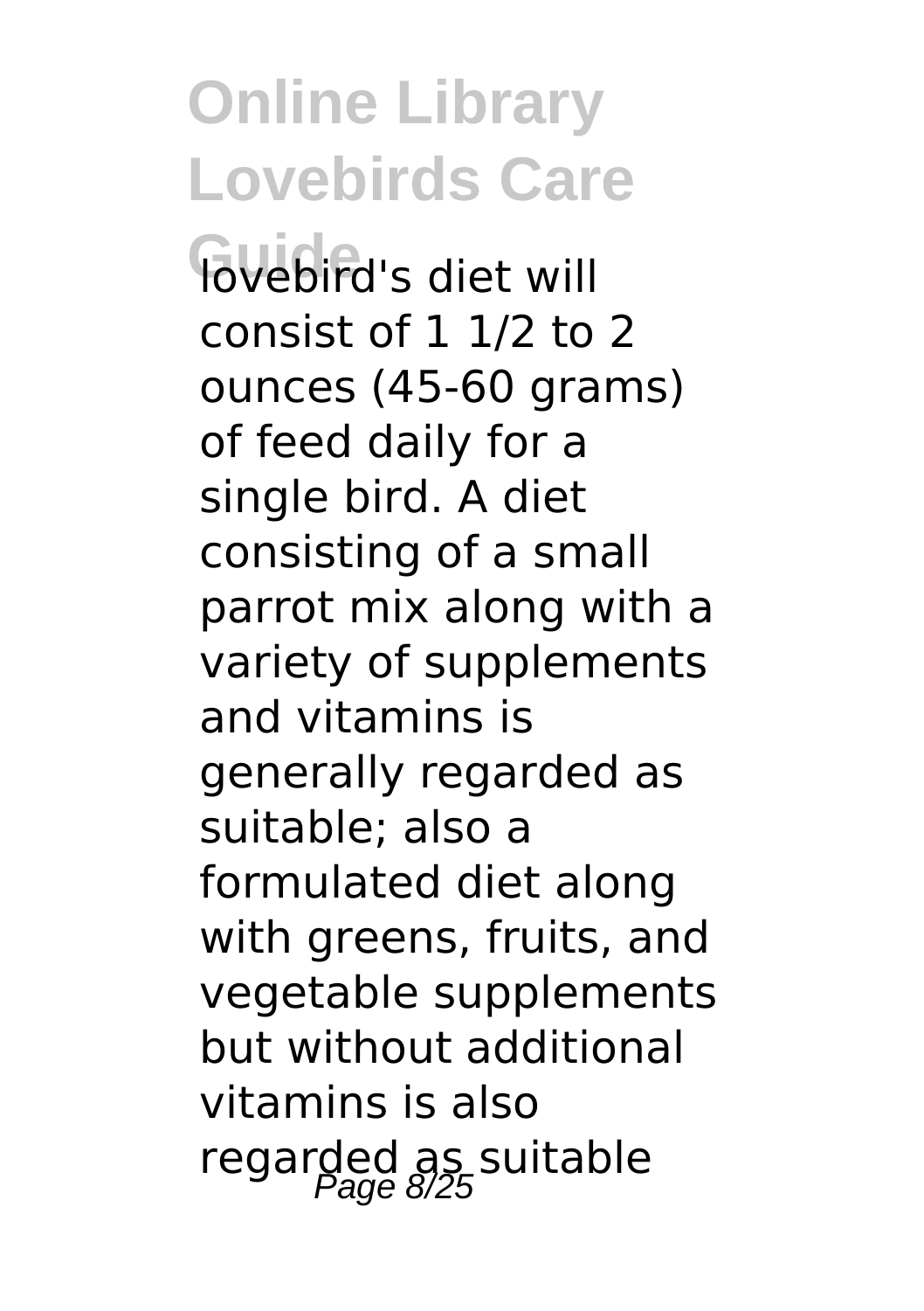lovebird's diet will consist of 1 1/2 to 2 ounces (45-60 grams) of feed daily for a single bird. A diet consisting of a small parrot mix along with a variety of supplements and vitamins is generally regarded as suitable; also a formulated diet along with greens, fruits, and vegetable supplements but without additional vitamins is also regarded as suitable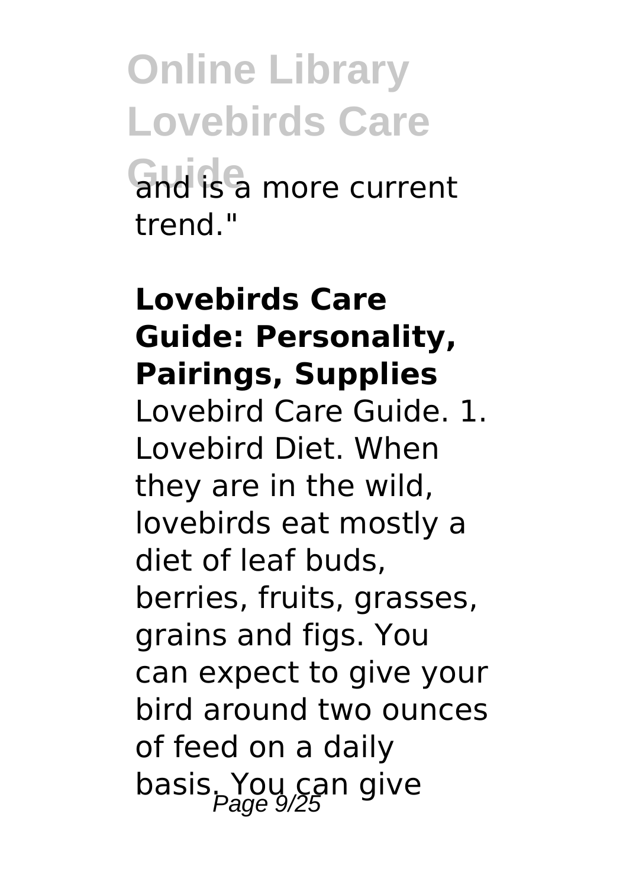and is a more current trend."

**Lovebirds Care Guide: Personality, Pairings, Supplies**

Lovebird Care Guide. 1. Lovebird Diet. When they are in the wild, lovebirds eat mostly a diet of leaf buds, berries, fruits, grasses, grains and figs. You can expect to give your bird around two ounces of feed on a daily basis. You can give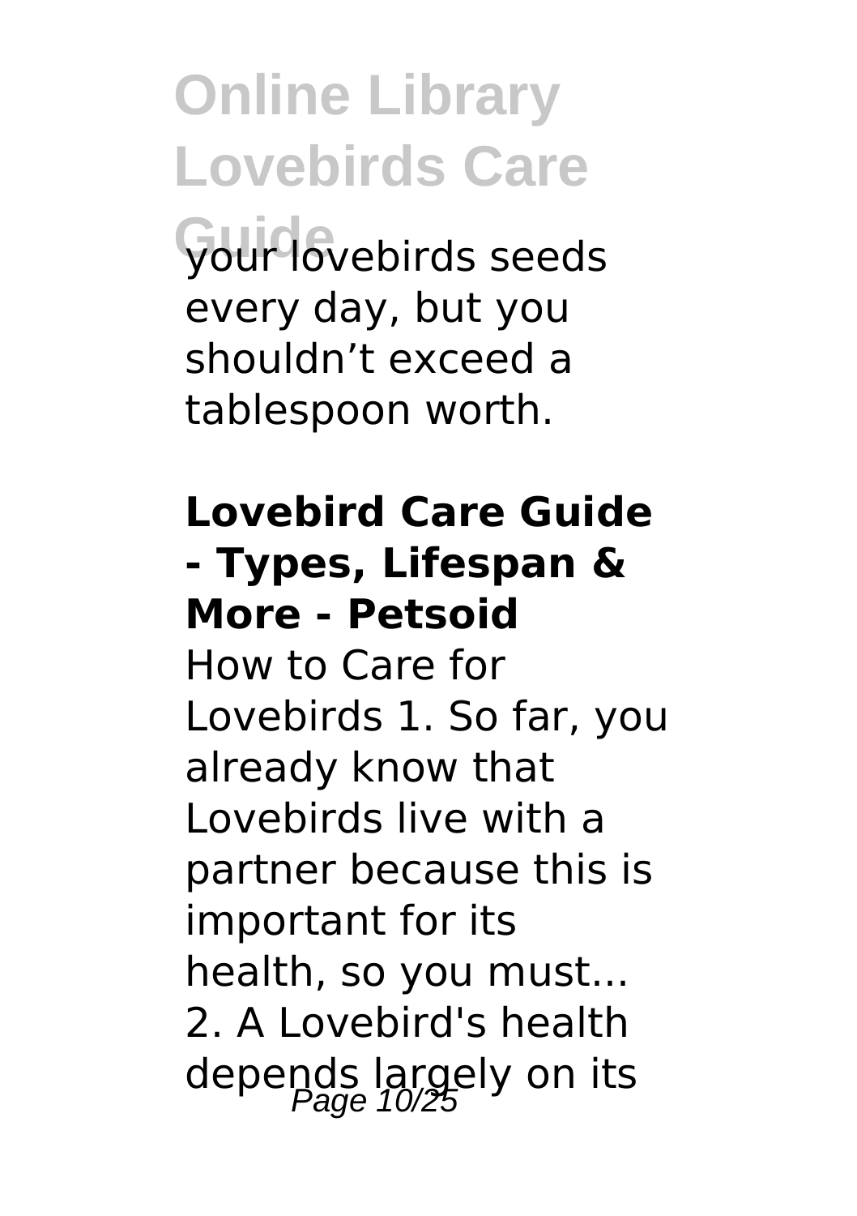your lovebirds seeds every day, but you shouldn't exceed a tablespoon worth.

**Lovebird Care Guide - Types, Lifespan & More - Petsoid**

How to Care for Lovebirds 1. So far, you already know that Lovebirds live with a partner because this is important for its health, so you must... 2. A Lovebird's health depends largely on its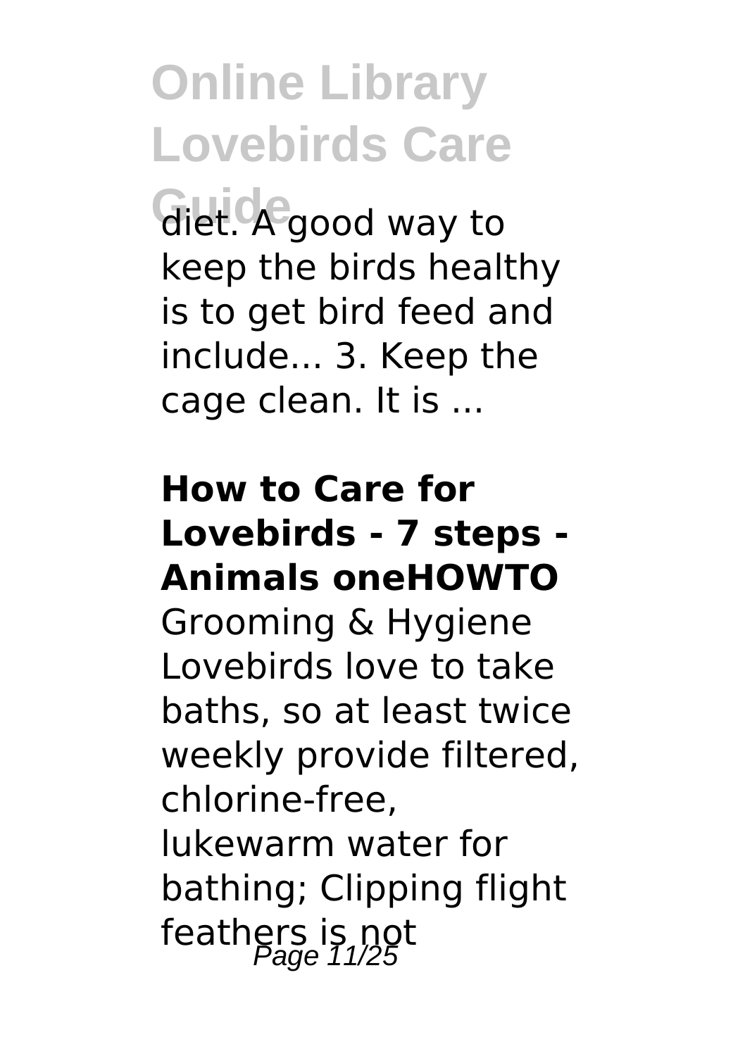diet. A good way to keep the birds healthy is to get bird feed and include... 3. Keep the cage clean. It is ...

**How to Care for Lovebirds - 7 steps - Animals oneHOWTO**

Grooming & Hygiene Lovebirds love to take baths, so at least twice weekly provide filtered, chlorine-free, lukewarm water for bathing; Clipping flight feathers is not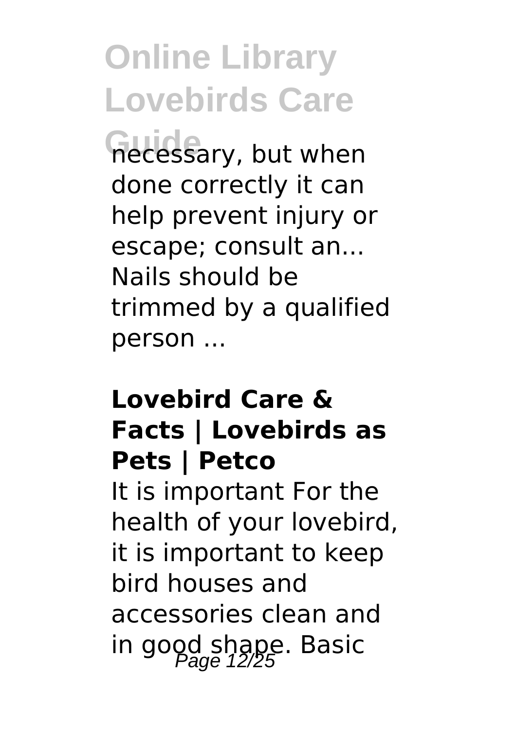necessary, but when done correctly it can help prevent injury or escape; consult an... Nails should be trimmed by a qualified person ...

### Lovebird Care & Facts | Lovebirds as Pets | Petco

It is important For the health of your lovebird, it is important to keep bird houses and accessories clean and in good shape. Basic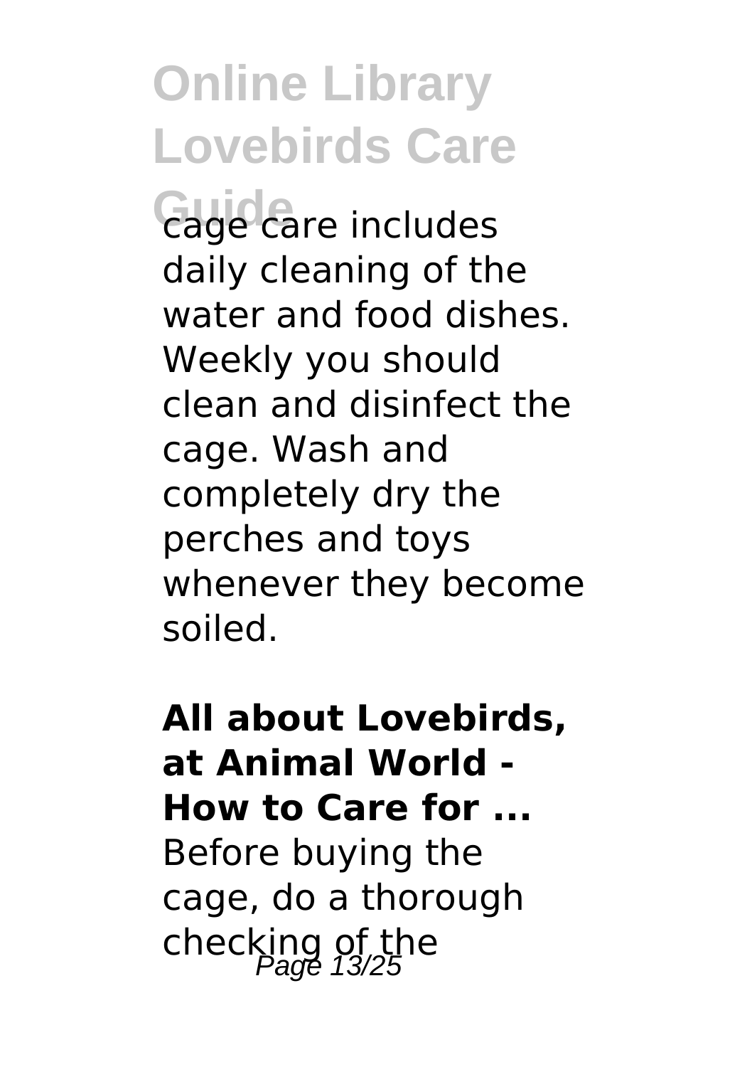cage care includes daily cleaning of the water and food dishes. Weekly you should clean and disinfect the cage. Wash and completely dry the perches and toys whenever they become soiled.

**All about Lovebirds, at Animal World - How to Care for ...**

Before buying the cage, do a thorough checking of the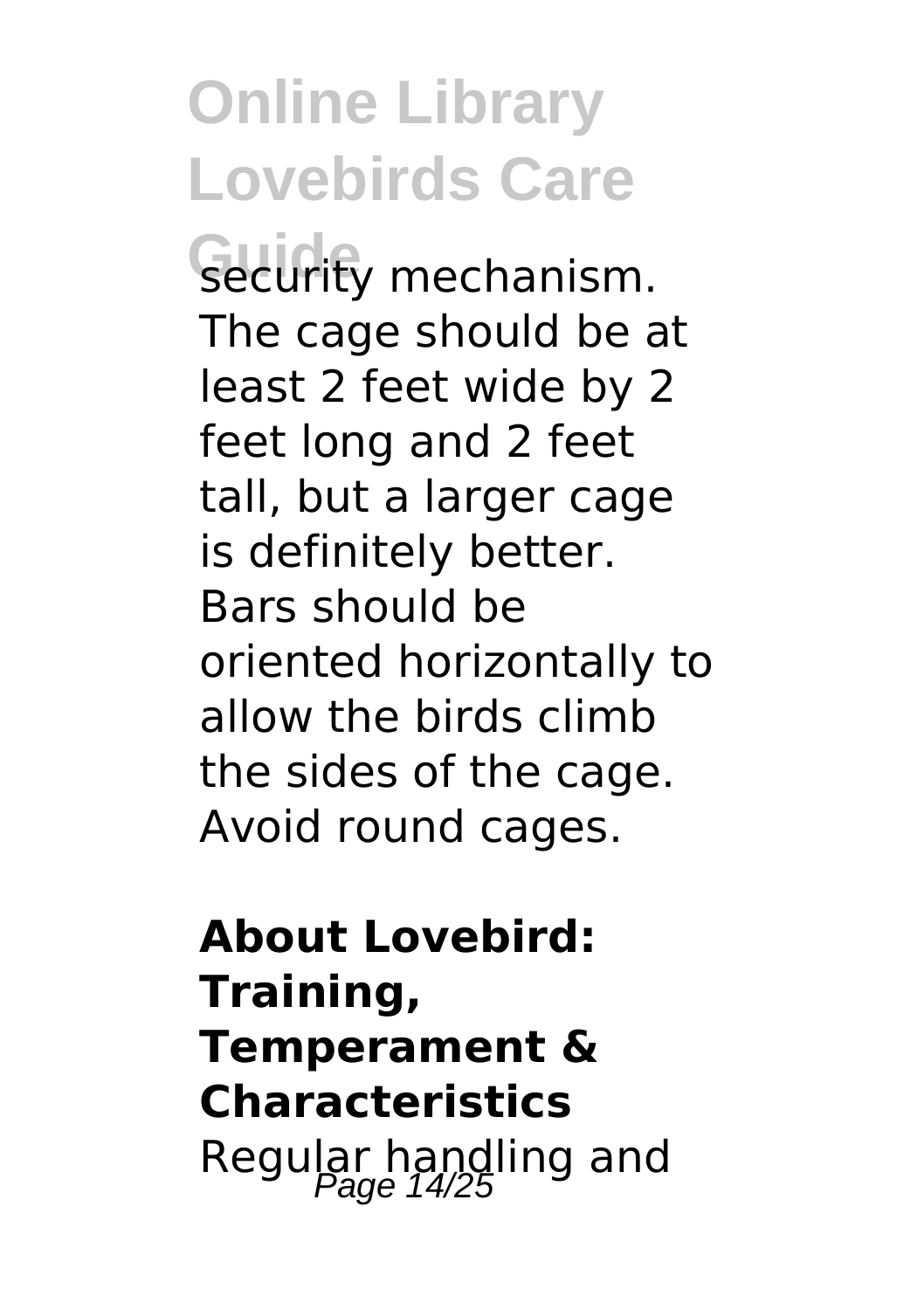security mechanism. The cage should be at least 2 feet wide by 2 feet long and 2 feet tall, but a larger cage is definitely better. Bars should be oriented horizontally to allow the birds climb the sides of the cage. Avoid round cages.

**About Lovebird: Training, Temperament & Characteristics**

Regular handling and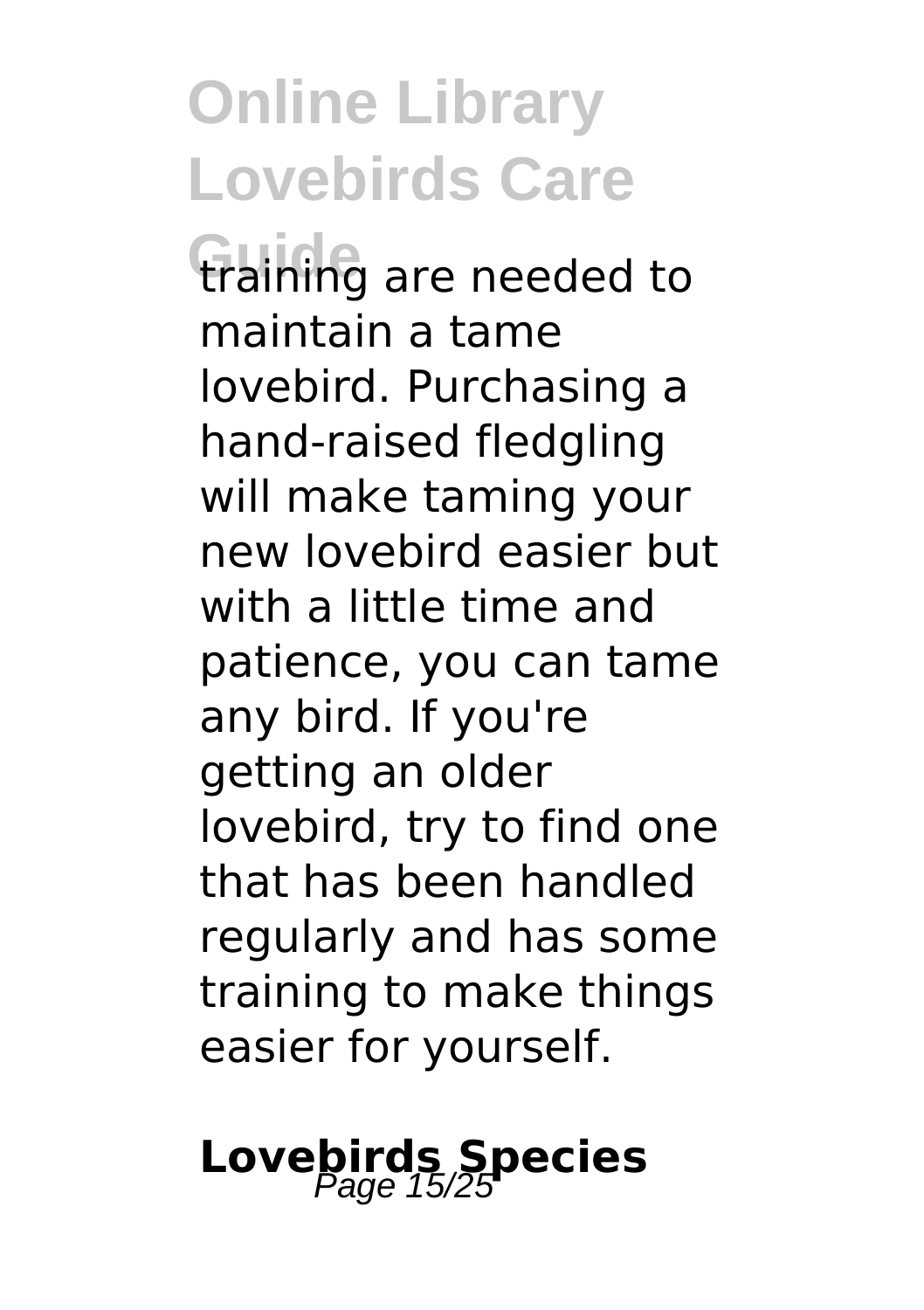training are needed to maintain a tame lovebird. Purchasing a hand-raised fledgling will make taming your new lovebird easier but with a little time and patience, you can tame any bird. If you're getting an older lovebird, try to find one that has been handled regularly and has some training to make things easier for yourself.

## Lovebirds Species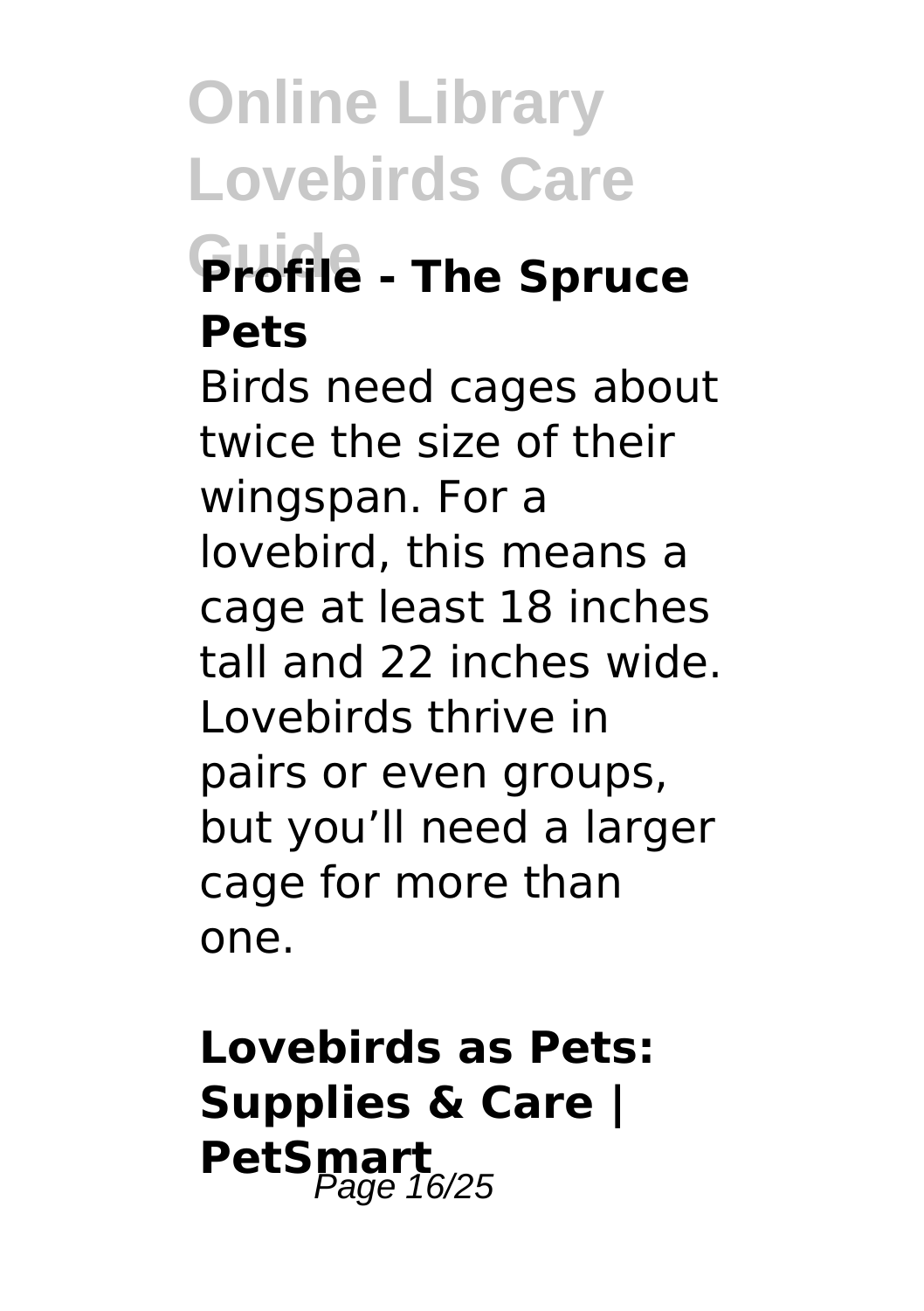### Profile - The Spruce Pets

Birds need cages about twice the size of their wingspan. For a lovebird, this means a cage at least 18 inches tall and 22 inches wide. Lovebirds thrive in pairs or even groups, but you'll need a larger cage for more than one.

### Lovebirds as Pets: Supplies & Care | PetSmart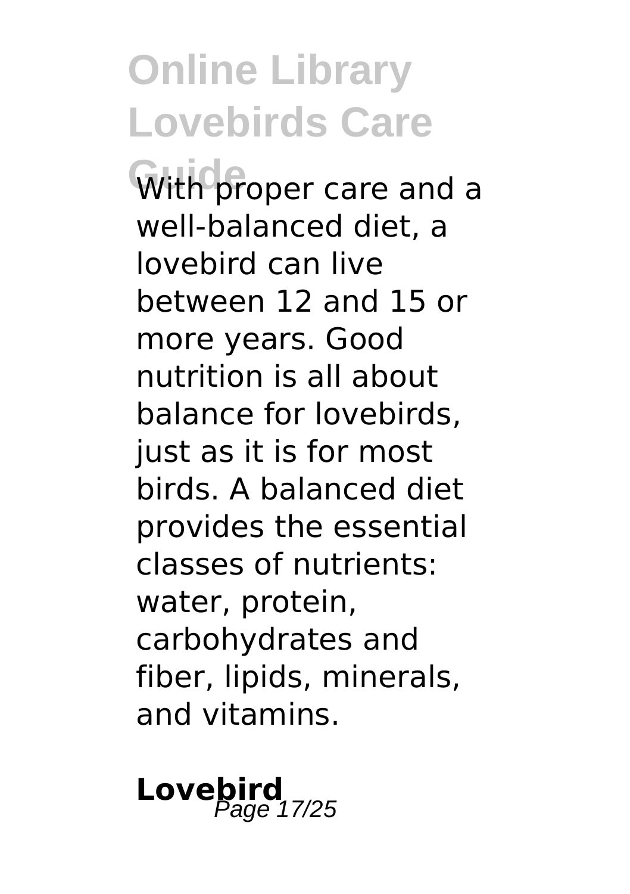With proper care and a well-balanced diet, a lovebird can live between 12 and 15 or more years. Good nutrition is all about balance for lovebirds, just as it is for most birds. A balanced diet provides the essential classes of nutrients: water, protein, carbohydrates and fiber, lipids, minerals, and vitamins.

**Lovebird**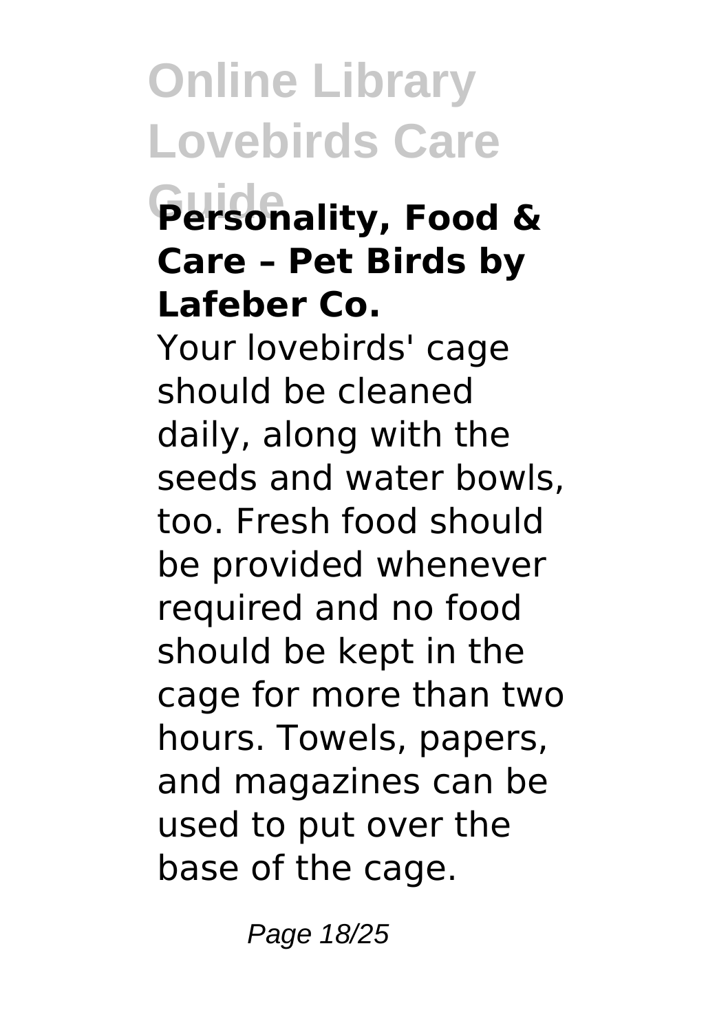### Personality, Food & Care – Pet Birds by Lafeber Co.

Your lovebirds' cage should be cleaned daily, along with the seeds and water bowls, too. Fresh food should be provided whenever required and no food should be kept in the cage for more than two hours. Towels, papers, and magazines can be used to put over the base of the cage.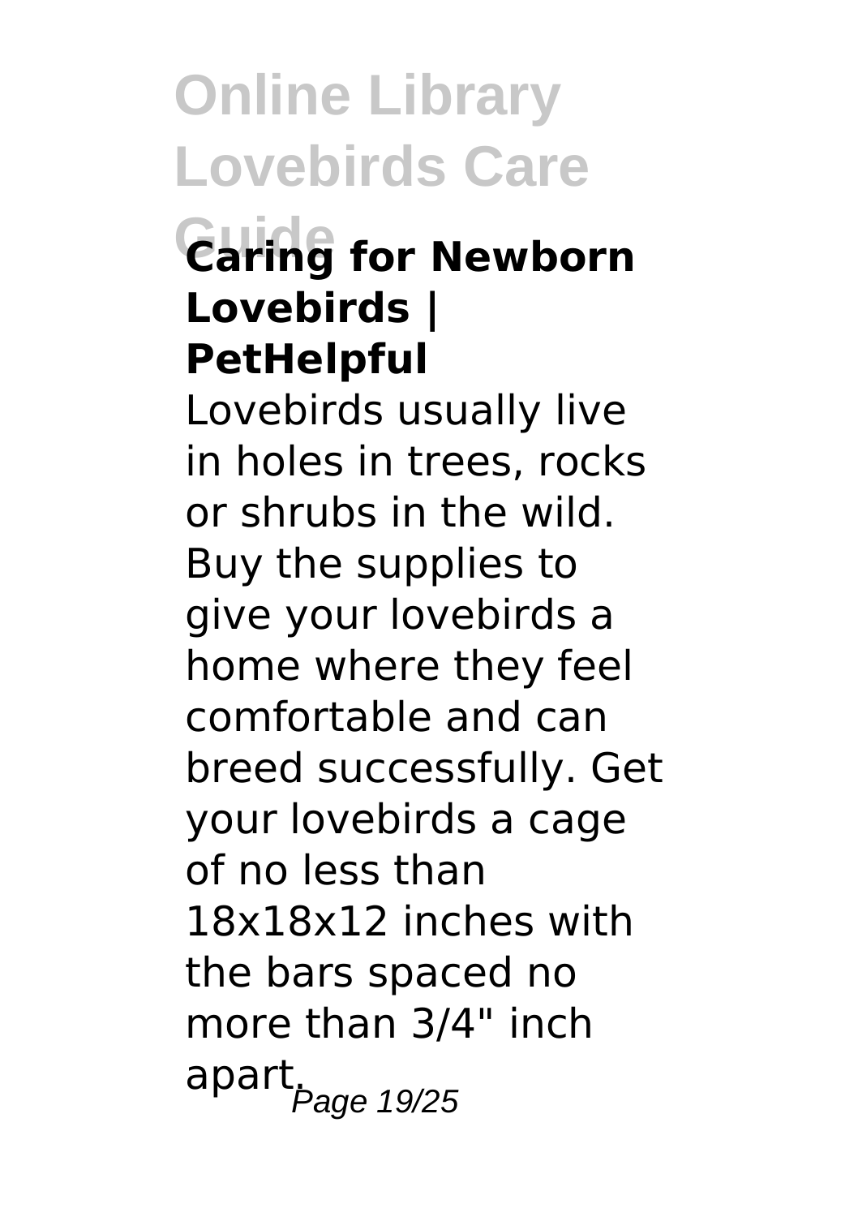### Caring for Newborn Lovebirds | PetHelpful

Lovebirds usually live in holes in trees, rocks or shrubs in the wild. Buy the supplies to give your lovebirds a home where they feel comfortable and can breed successfully. Get your lovebirds a cage of no less than 18x18x12 inches with the bars spaced no more than 3/4" inch apart.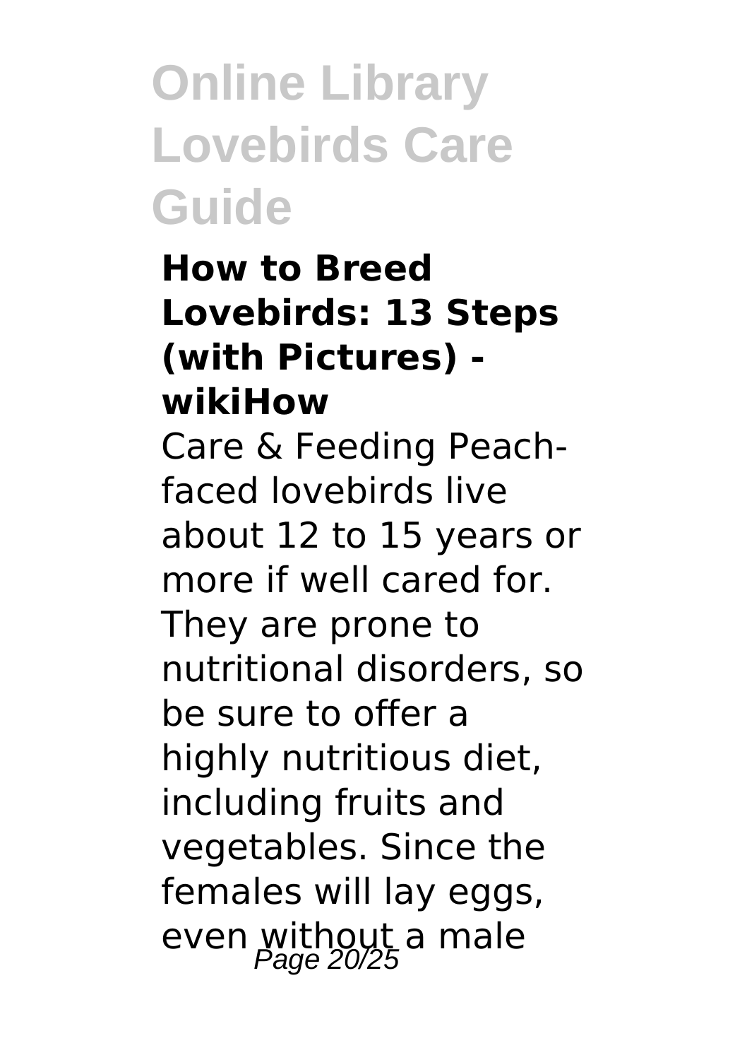### How to Breed Lovebirds: 13 Steps (with Pictures) - wikiHow

Care & Feeding Peach-faced lovebirds live about 12 to 15 years or more if well cared for. They are prone to nutritional disorders, so be sure to offer a highly nutritious diet, including fruits and vegetables. Since the females will lay eggs, even without a male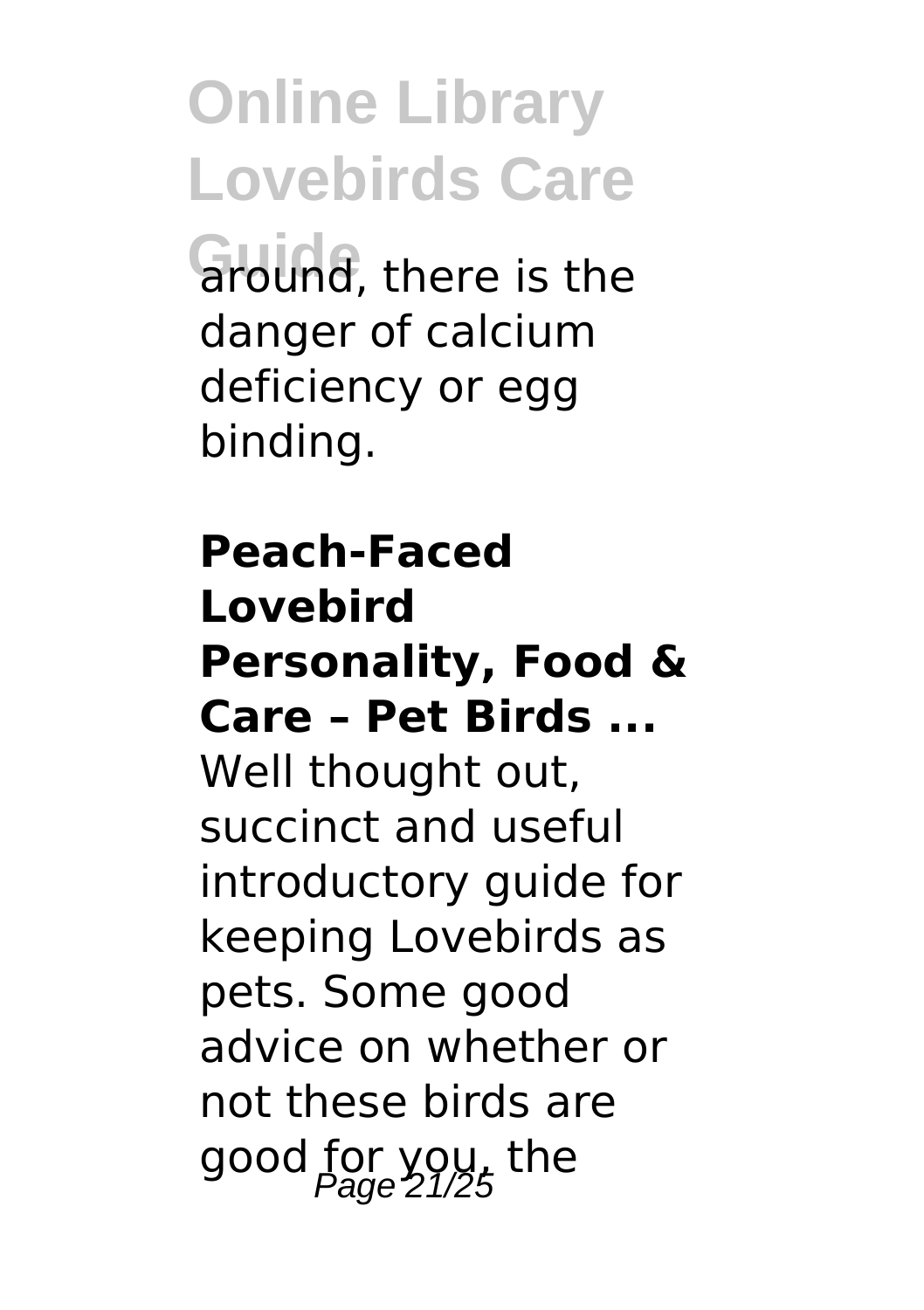around, there is the danger of calcium deficiency or egg binding.

**Peach-Faced Lovebird Personality, Food & Care – Pet Birds ...**

Well thought out, succinct and useful introductory guide for keeping Lovebirds as pets. Some good advice on whether or not these birds are good for you, the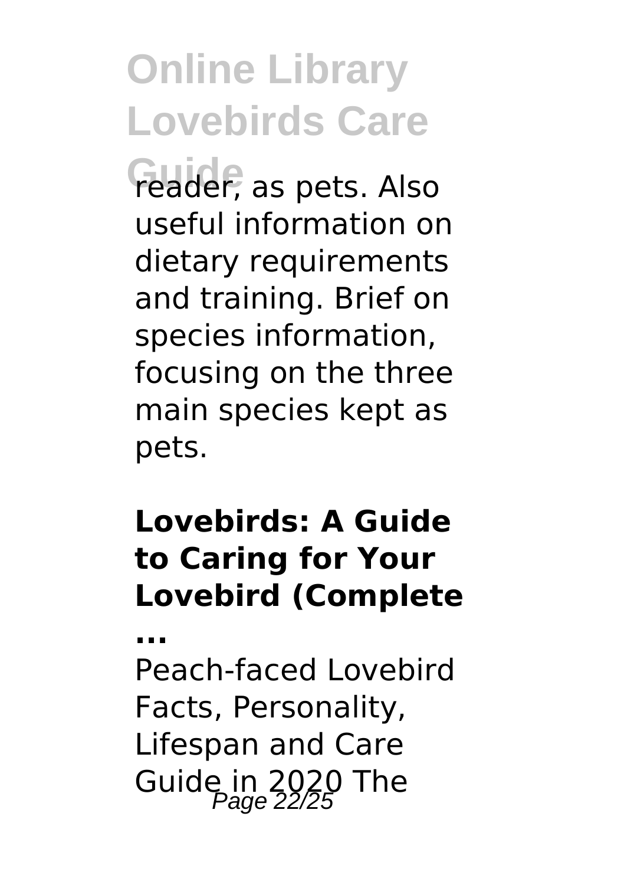reader, as pets. Also useful information on dietary requirements and training. Brief on species information, focusing on the three main species kept as pets.

### Lovebirds: A Guide to Caring for Your Lovebird (Complete ...

Peach-faced Lovebird Facts, Personality, Lifespan and Care Guide in 2020 The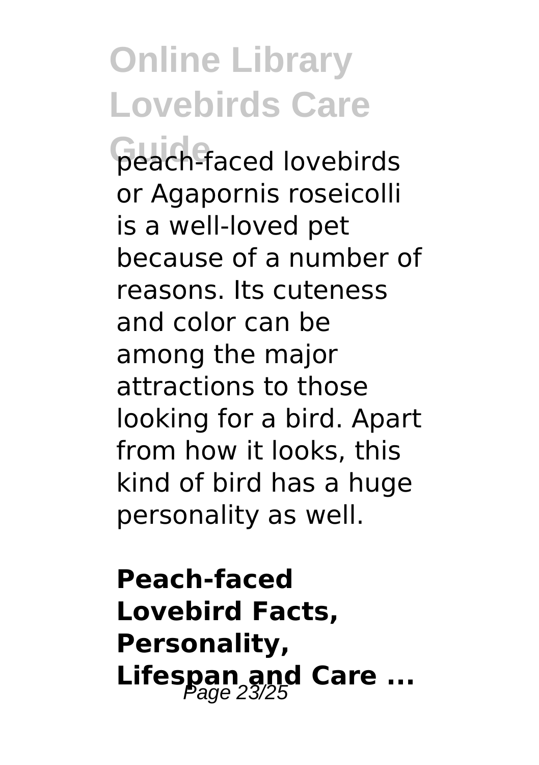peach-faced lovebirds or Agapornis roseicolli is a well-loved pet because of a number of reasons. Its cuteness and color can be among the major attractions to those looking for a bird. Apart from how it looks, this kind of bird has a huge personality as well.

**Peach-faced Lovebird Facts, Personality, Lifespan and Care ...**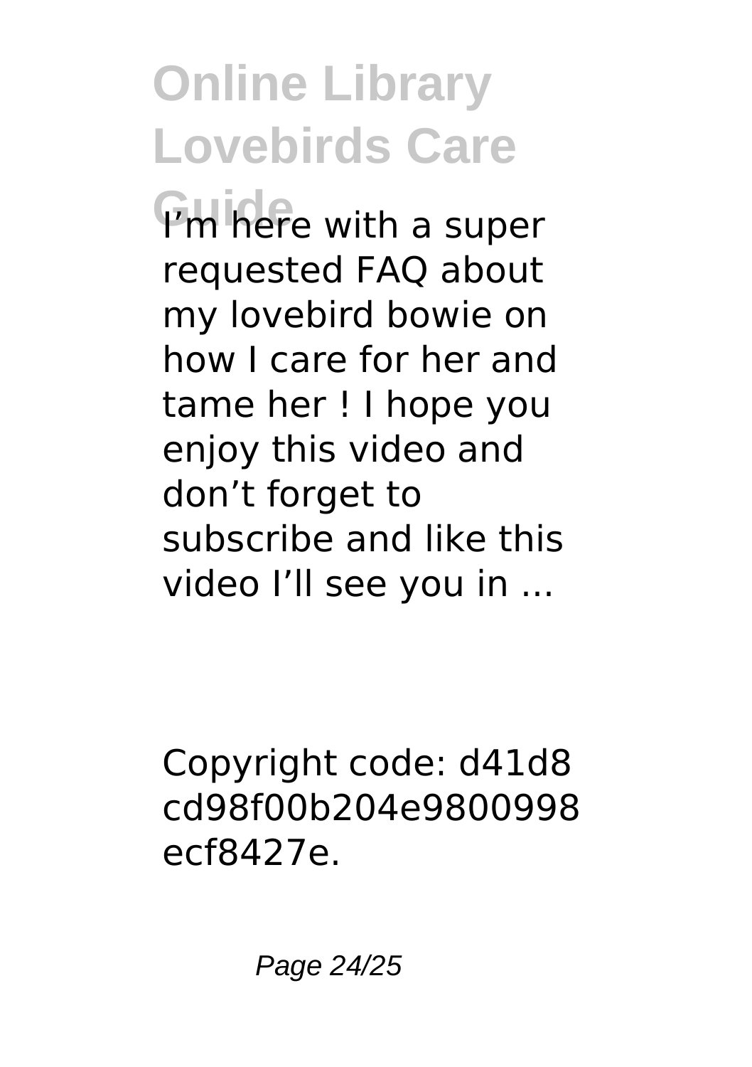I'm here with a super requested FAQ about my lovebird bowie on how I care for her and tame her ! I hope you enjoy this video and don't forget to subscribe and like this video I'll see you in ...

Copyright code: d41d8cd98f00b204e9800998ecf8427e.